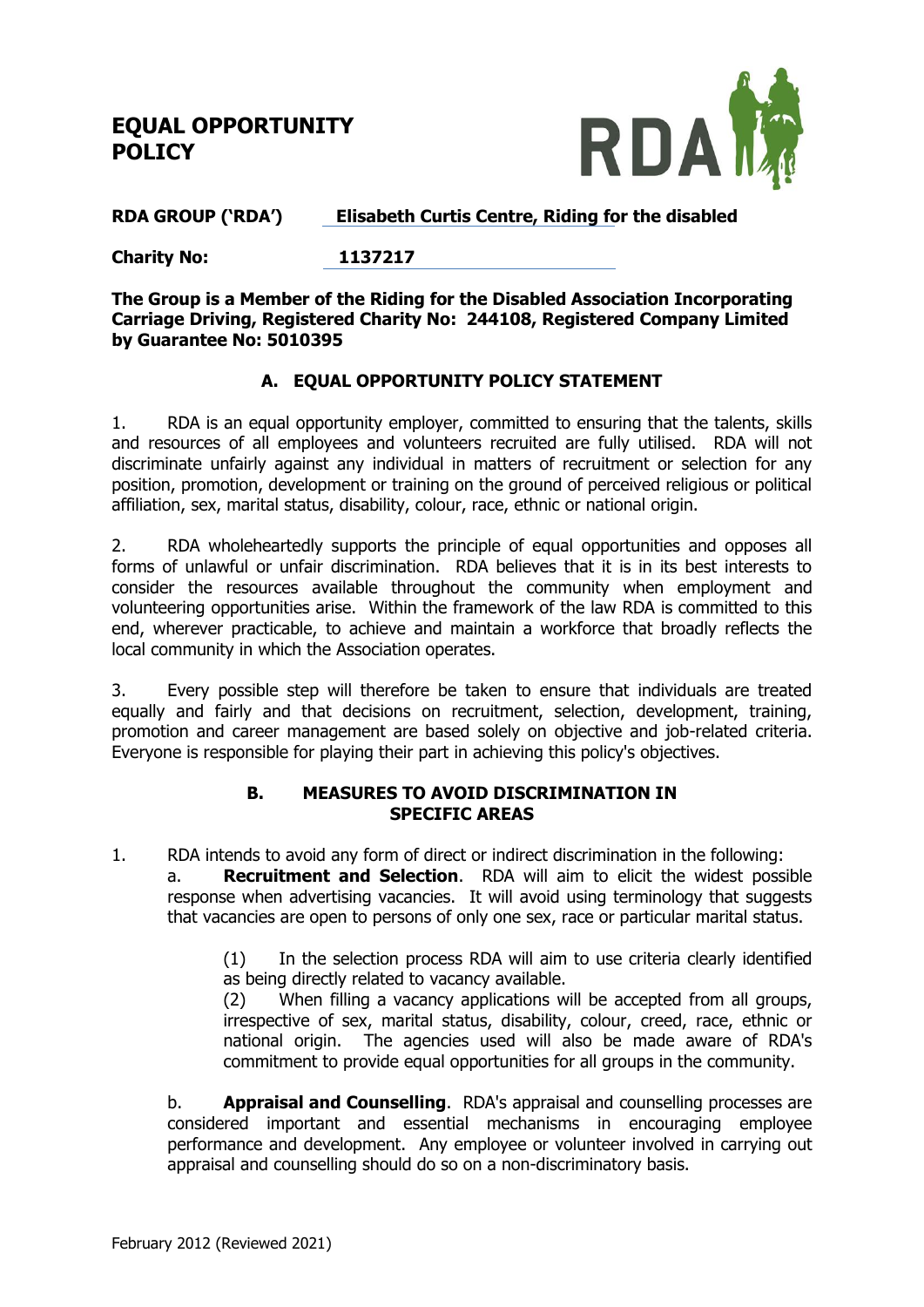# EQUAL OPPORTUNITY POLICY

**RDA GROUP ('RDA')** **Elisabeth Curtis Centre, Riding for the disabled**

**Charity No:** **1137217**

**The Group is a Member of the Riding for the Disabled Association Incorporating Carriage Driving, Registered Charity No: 244108, Registered Company Limited by Guarantee No: 5010395**

## A. EQUAL OPPORTUNITY POLICY STATEMENT

1. RDA is an equal opportunity employer, committed to ensuring that the talents, skills and resources of all employees and volunteers recruited are fully utilised. RDA will not discriminate unfairly against any individual in matters of recruitment or selection for any position, promotion, development or training on the ground of perceived religious or political affiliation, sex, marital status, disability, colour, race, ethnic or national origin.

2. RDA wholeheartedly supports the principle of equal opportunities and opposes all forms of unlawful or unfair discrimination. RDA believes that it is in its best interests to consider the resources available throughout the community when employment and volunteering opportunities arise. Within the framework of the law RDA is committed to this end, wherever practicable, to achieve and maintain a workforce that broadly reflects the local community in which the Association operates.

3. Every possible step will therefore be taken to ensure that individuals are treated equally and fairly and that decisions on recruitment, selection, development, training, promotion and career management are based solely on objective and job-related criteria. Everyone is responsible for playing their part in achieving this policy's objectives.

## B. MEASURES TO AVOID DISCRIMINATION IN SPECIFIC AREAS

1. RDA intends to avoid any form of direct or indirect discrimination in the following:

   a. **Recruitment and Selection**. RDA will aim to elicit the widest possible response when advertising vacancies. It will avoid using terminology that suggests that vacancies are open to persons of only one sex, race or particular marital status.

      (1) In the selection process RDA will aim to use criteria clearly identified as being directly related to vacancy available.

      (2) When filling a vacancy applications will be accepted from all groups, irrespective of sex, marital status, disability, colour, creed, race, ethnic or national origin. The agencies used will also be made aware of RDA's commitment to provide equal opportunities for all groups in the community.

   b. **Appraisal and Counselling**. RDA's appraisal and counselling processes are considered important and essential mechanisms in encouraging employee performance and development. Any employee or volunteer involved in carrying out appraisal and counselling should do so on a non-discriminatory basis.

February 2012 (Reviewed 2021)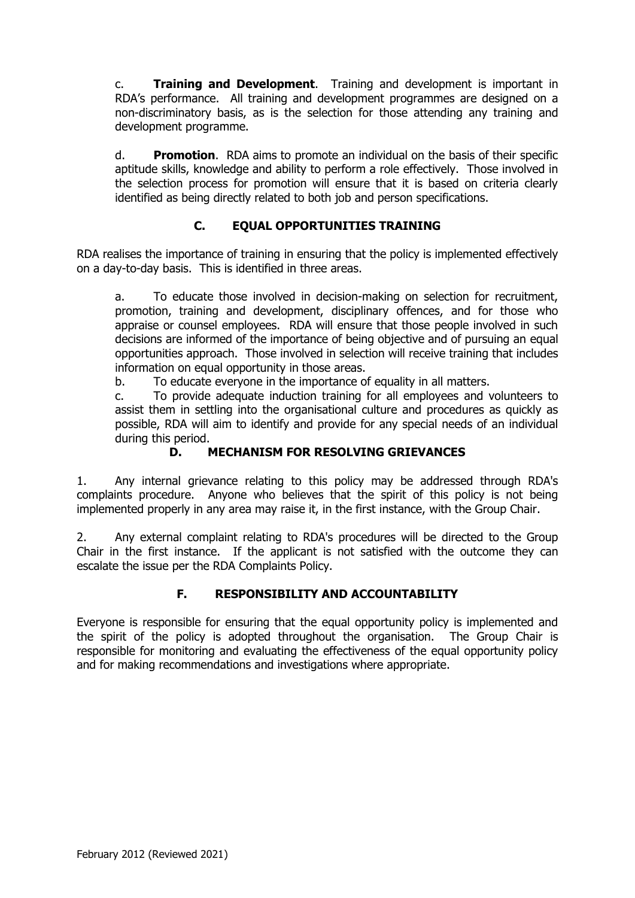c. **Training and Development**. Training and development is important in RDA's performance. All training and development programmes are designed on a non-discriminatory basis, as is the selection for those attending any training and development programme.

d. **Promotion**. RDA aims to promote an individual on the basis of their specific aptitude skills, knowledge and ability to perform a role effectively. Those involved in the selection process for promotion will ensure that it is based on criteria clearly identified as being directly related to both job and person specifications.

## C. EQUAL OPPORTUNITIES TRAINING

RDA realises the importance of training in ensuring that the policy is implemented effectively on a day-to-day basis. This is identified in three areas.

a. To educate those involved in decision-making on selection for recruitment, promotion, training and development, disciplinary offences, and for those who appraise or counsel employees. RDA will ensure that those people involved in such decisions are informed of the importance of being objective and of pursuing an equal opportunities approach. Those involved in selection will receive training that includes information on equal opportunity in those areas.

b. To educate everyone in the importance of equality in all matters.

c. To provide adequate induction training for all employees and volunteers to assist them in settling into the organisational culture and procedures as quickly as possible, RDA will aim to identify and provide for any special needs of an individual during this period.

## D. MECHANISM FOR RESOLVING GRIEVANCES

1. Any internal grievance relating to this policy may be addressed through RDA's complaints procedure. Anyone who believes that the spirit of this policy is not being implemented properly in any area may raise it, in the first instance, with the Group Chair.

2. Any external complaint relating to RDA's procedures will be directed to the Group Chair in the first instance. If the applicant is not satisfied with the outcome they can escalate the issue per the RDA Complaints Policy.

## F. RESPONSIBILITY AND ACCOUNTABILITY

Everyone is responsible for ensuring that the equal opportunity policy is implemented and the spirit of the policy is adopted throughout the organisation. The Group Chair is responsible for monitoring and evaluating the effectiveness of the equal opportunity policy and for making recommendations and investigations where appropriate.

February 2012 (Reviewed 2021)